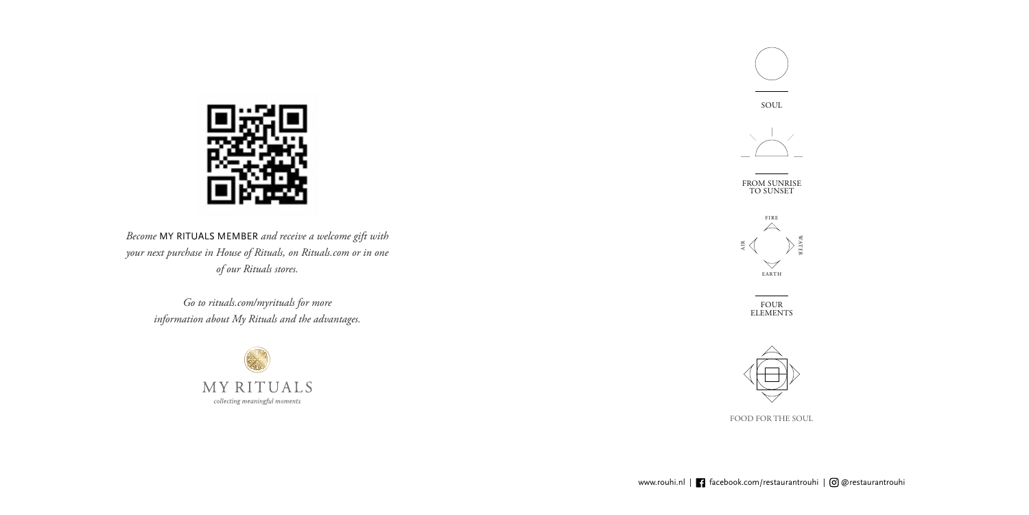*Become* MY RITUALS MEMBER *and receive a welcome gift with your next purchase in House of Rituals, on Rituals.com or in one of our Rituals stores.*

*Go to rituals.com/myrituals for more information about My Rituals and the advantages.*

MY RITUALS

*collecting meaningful moments*

SOUL

FROM SUNRISE TO SUNSET

FIRE

AIR

WATER

EARTH

FOUR ELEMENTS

FOOD FOR THE SOUL

www.rouhi.nl | facebook.com/restaurantrouhi | @restaurantrouhi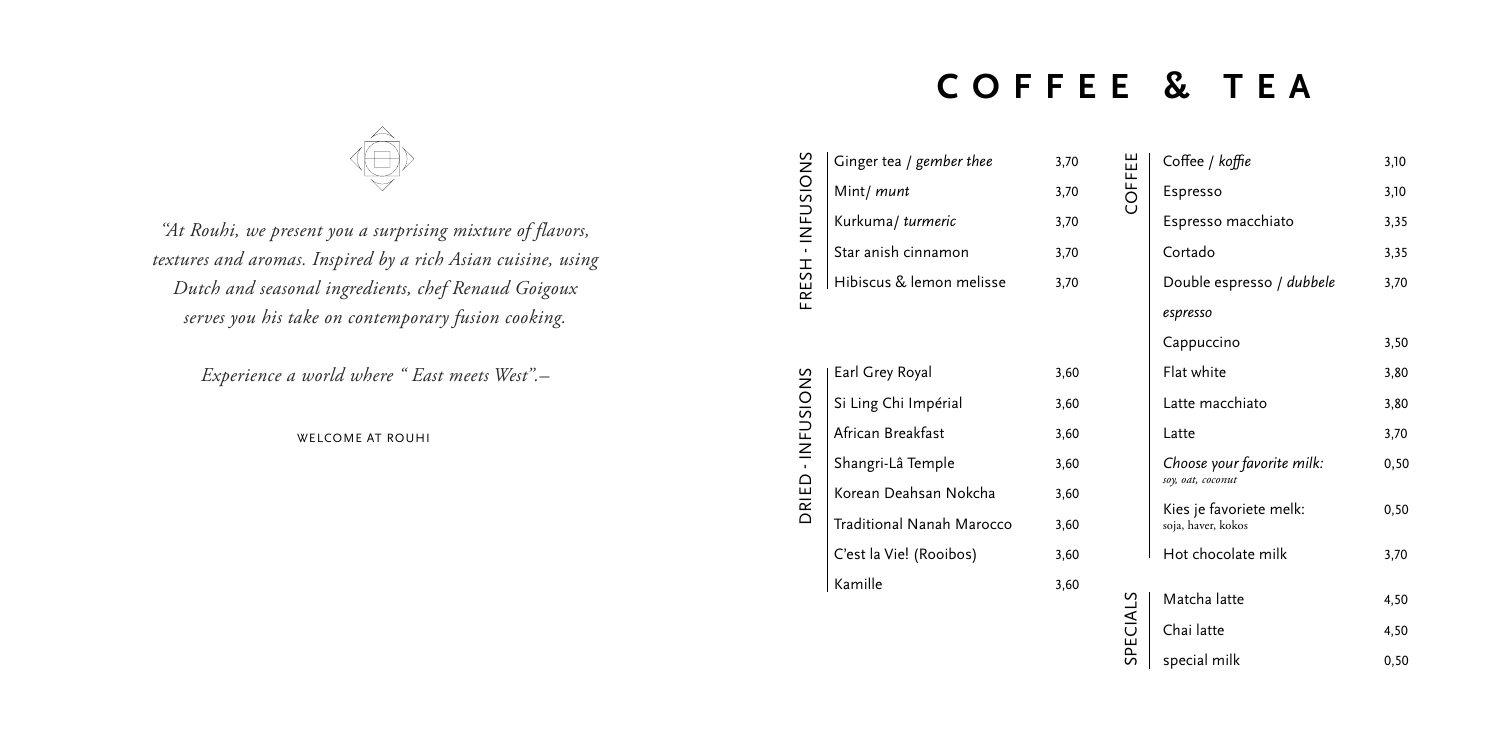*"At Rouhi, we present you a surprising mixture of flavors, textures and aromas. Inspired by a rich Asian cuisine, using Dutch and seasonal ingredients, chef Renaud Goigoux serves you his take on contemporary fusion cooking.*

*Experience a world where " East meets West".–*

WELCOME AT ROUHI

# COFFEE & TEA

## FRESH - INFUSIONS

| Item | Price |
| --- | --- |
| Ginger tea / *gember thee* | 3,70 |
| Mint/ *munt* | 3,70 |
| Kurkuma/ *turmeric* | 3,70 |
| Star anish cinnamon | 3,70 |
| Hibiscus & lemon melisse | 3,70 |

## DRIED - INFUSIONS

| Item | Price |
| --- | --- |
| Earl Grey Royal | 3,60 |
| Si Ling Chi Impérial | 3,60 |
| African Breakfast | 3,60 |
| Shangri-Lâ Temple | 3,60 |
| Korean Deahsan Nokcha | 3,60 |
| Traditional Nanah Marocco | 3,60 |
| C'est la Vie! (Rooibos) | 3,60 |
| Kamille | 3,60 |

## COFFEE

| Item | Price |
| --- | --- |
| Coffee / *koffie* | 3,10 |
| Espresso | 3,10 |
| Espresso macchiato | 3,35 |
| Cortado | 3,35 |
| Double espresso / *dubbele espresso* | 3,70 |
| Cappuccino | 3,50 |
| Flat white | 3,80 |
| Latte macchiato | 3,80 |
| Latte | 3,70 |
| *Choose your favorite milk:* *soy, oat, coconut* | 0,50 |
| Kies je favoriete melk: soja, haver, kokos | 0,50 |
| Hot chocolate milk | 3,70 |

## SPECIALS

| Item | Price |
| --- | --- |
| Matcha latte | 4,50 |
| Chai latte | 4,50 |
| special milk | 0,50 |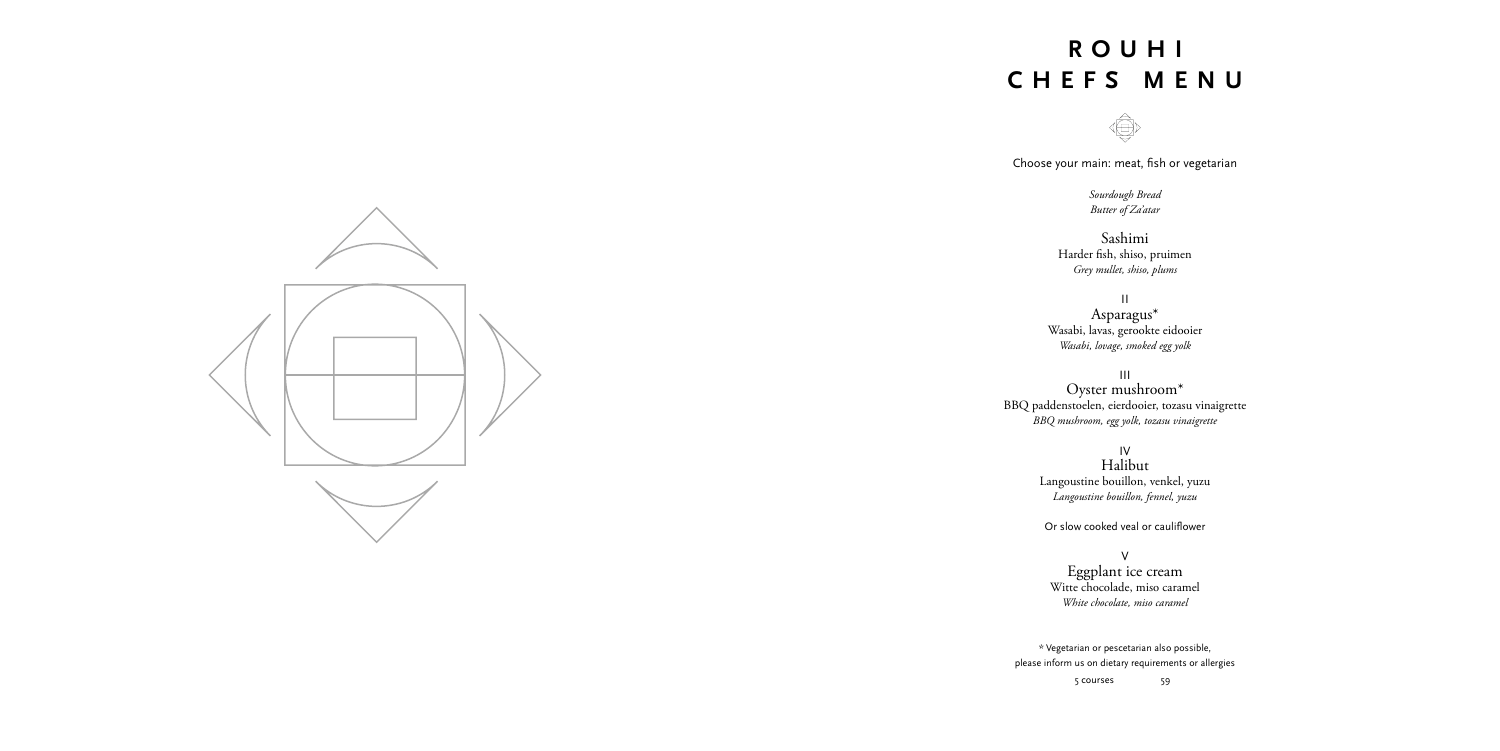# ROUHI CHEFS MENU

Choose your main: meat, fish or vegetarian

*Sourdough Bread*
*Butter of Za'atar*

Sashimi
Harder fish, shiso, pruimen
*Grey mullet, shiso, plums*

II
Asparagus*
Wasabi, lavas, gerookte eidooier
*Wasabi, lovage, smoked egg yolk*

III
Oyster mushroom*
BBQ paddenstoelen, eierdooier, tozasu vinaigrette
*BBQ mushroom, egg yolk, tozasu vinaigrette*

IV
Halibut
Langoustine bouillon, venkel, yuzu
*Langoustine bouillon, fennel, yuzu*

Or slow cooked veal or cauliflower

V
Eggplant ice cream
Witte chocolade, miso caramel
*White chocolate, miso caramel*

* Vegetarian or pescetarian also possible,
please inform us on dietary requirements or allergies

5 courses 59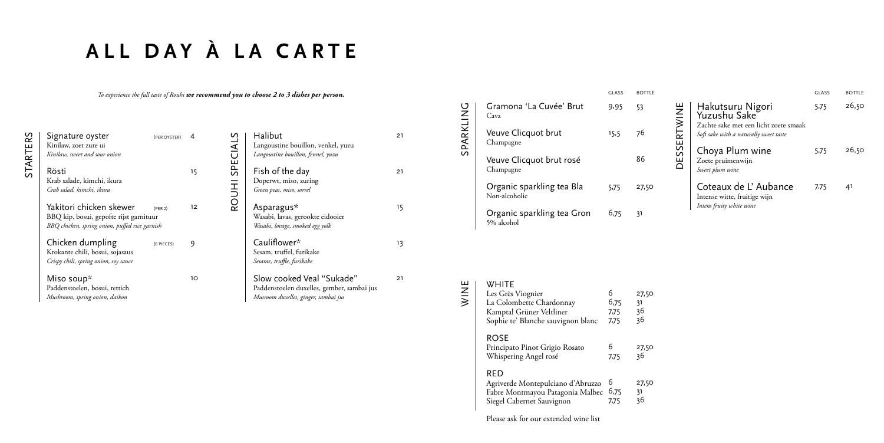# ALL DAY À LA CARTE

*To experience the full taste of Rouhi* ***we recommend you to choose 2 to 3 dishes per person.***

## STARTERS

| Dish | | Price |
|---|---|---|
| Signature oyster<br>Kinilaw, zoete zure ui<br>*Kinilaw, sweet and sour onion* | (PER OYSTER) | 4 |
| Rösti<br>Krab salade, kimchi, ikura<br>*Crab salad, kimchi, ikura* | | 15 |
| Yakitori chicken skewer<br>BBQ kip, bosui, gepofte rijst garnituur<br>*BBQ chicken, spring onion, puffed rice garnish* | (PER 2) | 12 |
| Chicken dumpling<br>Krokante chili, bosui, sojasaus<br>*Crispy chili, spring onion, soy sauce* | (6 PIECES) | 9 |
| Miso soup*<br>Paddenstoelen, bosui, rettich<br>*Mushroom, spring onion, daikon* | | 10 |

## ROUHI SPECIALS

| Dish | Price |
|---|---|
| Halibut<br>Langoustine bouillon, venkel, yuzu<br>*Langoustine bouillon, fennel, yuzu* | 21 |
| Fish of the day<br>Doperwt, miso, zuring<br>*Green peas, miso, sorrel* | 21 |
| Asparagus*<br>Wasabi, lavas, gerookte eidooier<br>*Wasabi, lovage, smoked egg yolk* | 15 |
| Cauliflower*<br>Sesam, truffel, furikake<br>*Sesame, truffle, furikake* | 13 |
| Slow cooked Veal "Sukade"<br>Paddenstoelen duxelles, gember, sambai jus<br>*Musroom duxelles, ginger, sambai jus* | 21 |

## SPARKLING

| | GLASS | BOTTLE |
|---|---|---|
| Gramona 'La Cuvée' Brut<br>Cava | 9,95 | 53 |
| Veuve Clicquot brut<br>Champagne | 15,5 | 76 |
| Veuve Clicquot brut rosé<br>Champagne | | 86 |
| Organic sparkling tea Bla<br>Non-alcoholic | 5,75 | 27,50 |
| Organic sparkling tea Gron<br>5% alcohol | 6,75 | 31 |

## WINE

| | GLASS | BOTTLE |
|---|---|---|
| **WHITE** | | |
| Les Grès Viognier | 6 | 27,50 |
| La Colombette Chardonnay | 6,75 | 31 |
| Kamptal Grüner Veltliner | 7,75 | 36 |
| Sophie te' Blanche sauvignon blanc | 7,75 | 36 |
| **ROSE** | | |
| Principato Pinot Grigio Rosato | 6 | 27,50 |
| Whispering Angel rosé | 7,75 | 36 |
| **RED** | | |
| Agriverde Montepulciano d'Abruzzo | 6 | 27,50 |
| Fabre Montmayou Patagonia Malbec | 6,75 | 31 |
| Siegel Cabernet Sauvignon | 7,75 | 36 |

Please ask for our extended wine list

## DESSERTWINE

| | GLASS | BOTTLE |
|---|---|---|
| Hakutsuru Nigori Yuzushu Sake<br>Zachte sake met een licht zoete smaak<br>*Soft sake with a naturally sweet taste* | 5,75 | 26,50 |
| Choya Plum wine<br>Zoete pruimenwijn<br>*Sweet plum wine* | 5,75 | 26,50 |
| Coteaux de L' Aubance<br>Intense witte, fruitige wijn<br>*Intens fruity white wine* | 7,75 | 41 |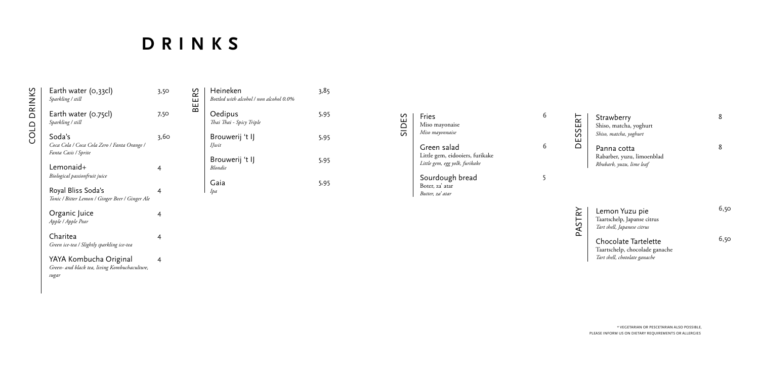# DRINKS

## COLD DRINKS

**Earth water (0,33cl)** — 3,50
*Sparkling / still*

**Earth water (0.75cl)** — 7,50
*Sparkling / still*

**Soda's** — 3,60
*Coca Cola / Coca Cola Zero / Fanta Orange / Fanta Cassis / Sprite*

**Lemonaid+** — 4
*Biological passionfruit juice*

**Royal Bliss Soda's** — 4
*Tonic / Bitter Lemon / Ginger Beer / Ginger Ale*

**Organic Juice** — 4
*Apple / Apple Pear*

**Charitea** — 4
*Green ice-tea / Slightly sparkling ice-tea*

**YAYA Kombucha Original** — 4
*Green- and black tea, living Kombuchaculture, sugar*

## BEERS

**Heineken** — 3,85
*Bottled with alcohol / non alcohol 0.0%*

**Oedipus** — 5,95
*Thai Thai - Spicy Triple*

**Brouwerij 't IJ** — 5,95
*IJwit*

**Brouwerij 't IJ** — 5,95
*Blondie*

**Gaia** — 5,95
*Ipa*

## SIDES

**Fries** — 6
Miso mayonaise
*Miso mayonnaise*

**Green salad** — 6
Little gem, eidooiers, furikake
*Little gem, egg yolk, furikake*

**Sourdough bread** — 5
Boter, za' atar
*Butter, za' atar*

## DESSERT

**Strawberry** — 8
Shiso, matcha, yoghurt
*Shiso, matcha, yoghurt*

**Panna cotta** — 8
Rabarber, yuzu, limoenblad
*Rhubarb, yuzu, lime leaf*

## PASTRY

**Lemon Yuzu pie** — 6,50
Taartschelp, Japanse citrus
*Tart shell, Japanese citrus*

**Chocolate Tartelette** — 6,50
Taartschelp, chocolade ganache
*Tart shell, chotolate ganache*

^ VEGETARIAN OR PESCETARIAN ALSO POSSIBLE,
PLEASE INFORM US ON DIETARY REQUIREMENTS OR ALLERGIES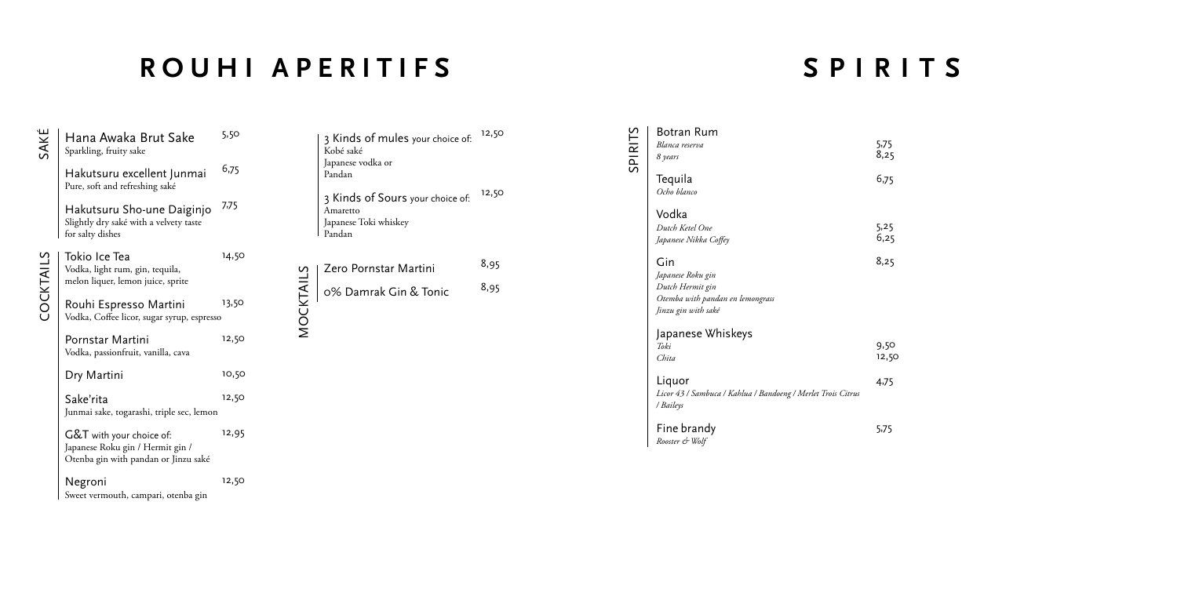# ROUHI APERITIFS

## SAKÉ

**Hana Awaka Brut Sake** — 5,50
Sparkling, fruity sake

**Hakutsuru excellent Junmai** — 6,75
Pure, soft and refreshing saké

**Hakutsuru Sho-une Daiginjo** — 7,75
Slightly dry saké with a velvety taste for salty dishes

## COCKTAILS

**Tokio Ice Tea** — 14,50
Vodka, light rum, gin, tequila, melon liquer, lemon juice, sprite

**Rouhi Espresso Martini** — 13,50
Vodka, Coffee licor, sugar syrup, espresso

**Pornstar Martini** — 12,50
Vodka, passionfruit, vanilla, cava

**Dry Martini** — 10,50

**Sake'rita** — 12,50
Junmai sake, togarashi, triple sec, lemon

**G&T** with your choice of: — 12,95
Japanese Roku gin / Hermit gin / Otenba gin with pandan or Jinzu saké

**Negroni** — 12,50
Sweet vermouth, campari, otenba gin

**3 Kinds of mules** your choice of: — 12,50
Kobé saké
Japanese vodka or
Pandan

**3 Kinds of Sours** your choice of: — 12,50
Amaretto
Japanese Toki whiskey
Pandan

## MOCKTAILS

**Zero Pornstar Martini** — 8,95

**0% Damrak Gin & Tonic** — 8,95

# SPIRITS

## SPIRITS

**Botran Rum**
*Blanca reserva* — 5,75
*8 years* — 8,25

**Tequila** — 6,75
*Ocho blanco*

**Vodka**
*Dutch Ketel One* — 5,25
*Japanese Nikka Coffey* — 6,25

**Gin** — 8,25
*Japanese Roku gin*
*Dutch Hermit gin*
*Otemba with pandan en lemongrass*
*Jinzu gin with saké*

**Japanese Whiskeys**
*Toki* — 9,50
*Chita* — 12,50

**Liquor** — 4,75
*Licor 43 / Sambuca / Kahlua / Bandoeng / Merlet Trois Citrus / Baileys*

**Fine brandy** — 5,75
*Rooster & Wolf*